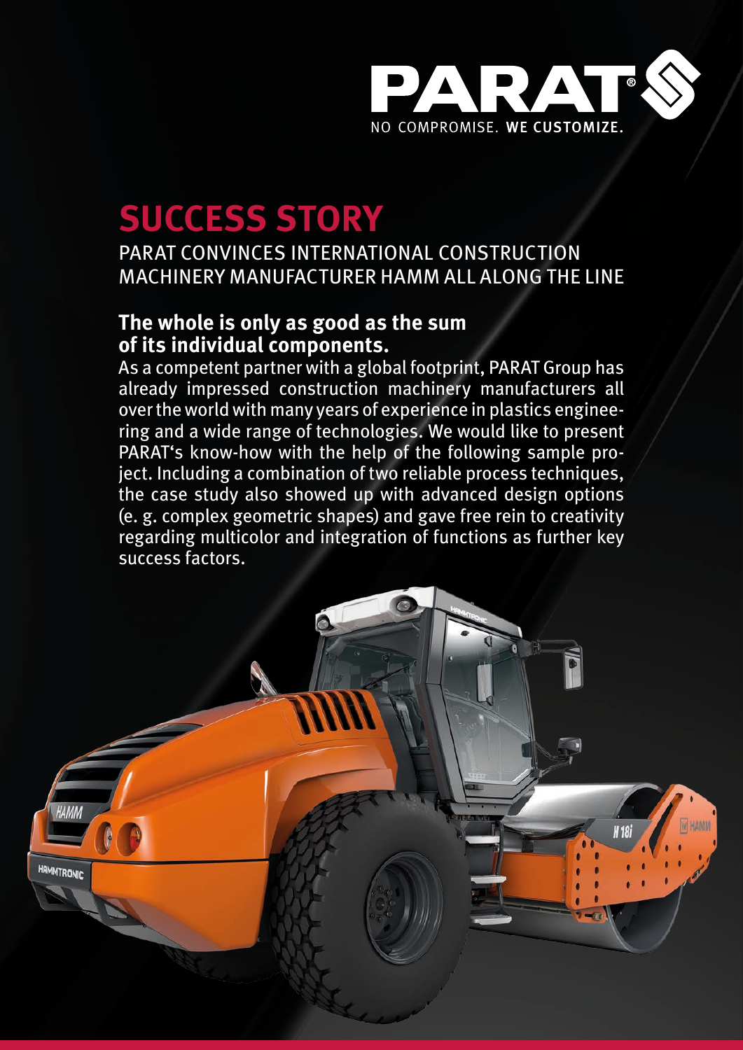PARAT®

NO COMPROMISE. **WE CUSTOMIZE.**

# SUCCESS STORY

## PARAT CONVINCES INTERNATIONAL CONSTRUCTION MACHINERY MANUFACTURER HAMM ALL ALONG THE LINE

### The whole is only as good as the sum of its individual components.

As a competent partner with a global footprint, PARAT Group has already impressed construction machinery manufacturers all over the world with many years of experience in plastics engineering and a wide range of technologies. We would like to present PARAT's know-how with the help of the following sample project. Including a combination of two reliable process techniques, the case study also showed up with advanced design options (e. g. complex geometric shapes) and gave free rein to creativity regarding multicolor and integration of functions as further key success factors.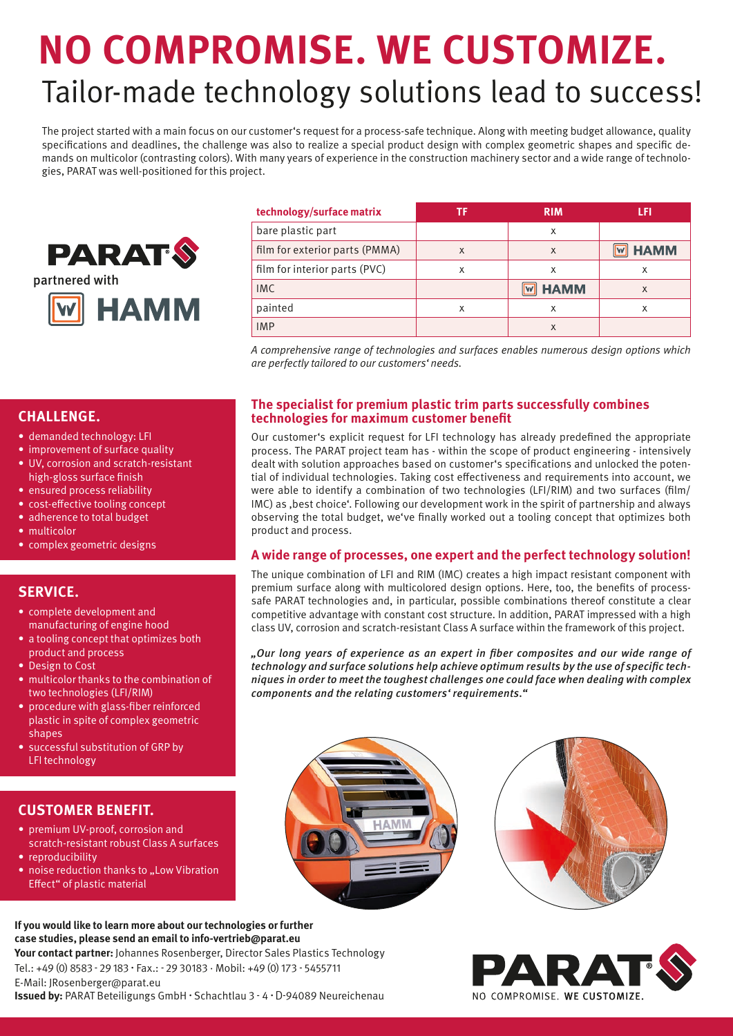# NO COMPROMISE. WE CUSTOMIZE.

## Tailor-made technology solutions lead to success!

The project started with a main focus on our customer's request for a process-safe technique. Along with meeting budget allowance, quality specifications and deadlines, the challenge was also to realize a special product design with complex geometric shapes and specific demands on multicolor (contrasting colors). With many years of experience in the construction machinery sector and a wide range of technologies, PARAT was well-positioned for this project.

PARAT partnered with HAMM

| technology/surface matrix | TF | RIM | LFI |
|---|---|---|---|
| bare plastic part | | x | |
| film for exterior parts (PMMA) | x | x | HAMM |
| film for interior parts (PVC) | x | x | x |
| IMC | | HAMM | x |
| painted | x | x | x |
| IMP | | x | |

*A comprehensive range of technologies and surfaces enables numerous design options which are perfectly tailored to our customers' needs.*

### CHALLENGE.

- demanded technology: LFI
- improvement of surface quality
- UV, corrosion and scratch-resistant high-gloss surface finish
- ensured process reliability
- cost-effective tooling concept
- adherence to total budget
- multicolor
- complex geometric designs

### SERVICE.

- complete development and manufacturing of engine hood
- a tooling concept that optimizes both product and process
- Design to Cost
- multicolor thanks to the combination of two technologies (LFI/RIM)
- procedure with glass-fiber reinforced plastic in spite of complex geometric shapes
- successful substitution of GRP by LFI technology

### CUSTOMER BENEFIT.

- premium UV-proof, corrosion and scratch-resistant robust Class A surfaces
- reproducibility
- noise reduction thanks to „Low Vibration Effect" of plastic material

### The specialist for premium plastic trim parts successfully combines technologies for maximum customer benefit

Our customer's explicit request for LFI technology has already predefined the appropriate process. The PARAT project team has - within the scope of product engineering - intensively dealt with solution approaches based on customer's specifications and unlocked the potential of individual technologies. Taking cost effectiveness and requirements into account, we were able to identify a combination of two technologies (LFI/RIM) and two surfaces (film/IMC) as ‚best choice'. Following our development work in the spirit of partnership and always observing the total budget, we've finally worked out a tooling concept that optimizes both product and process.

### A wide range of processes, one expert and the perfect technology solution!

The unique combination of LFI and RIM (IMC) creates a high impact resistant component with premium surface along with multicolored design options. Here, too, the benefits of process-safe PARAT technologies and, in particular, possible combinations thereof constitute a clear competitive advantage with constant cost structure. In addition, PARAT impressed with a high class UV, corrosion and scratch-resistant Class A surface within the framework of this project.

*„Our long years of experience as an expert in fiber composites and our wide range of technology and surface solutions help achieve optimum results by the use of specific techniques in order to meet the toughest challenges one could face when dealing with complex components and the relating customers' requirements."*

**If you would like to learn more about our technologies or further case studies, please send an email to info-vertrieb@parat.eu**
**Your contact partner:** Johannes Rosenberger, Director Sales Plastics Technology
Tel.: +49 (0) 8583 - 29 183 · Fax.: - 29 30183 · Mobil: +49 (0) 173 - 5455711
E-Mail: JRosenberger@parat.eu
**Issued by:** PARAT Beteiligungs GmbH · Schachtlau 3 - 4 · D-94089 Neureichenau

PARAT – NO COMPROMISE. WE CUSTOMIZE.